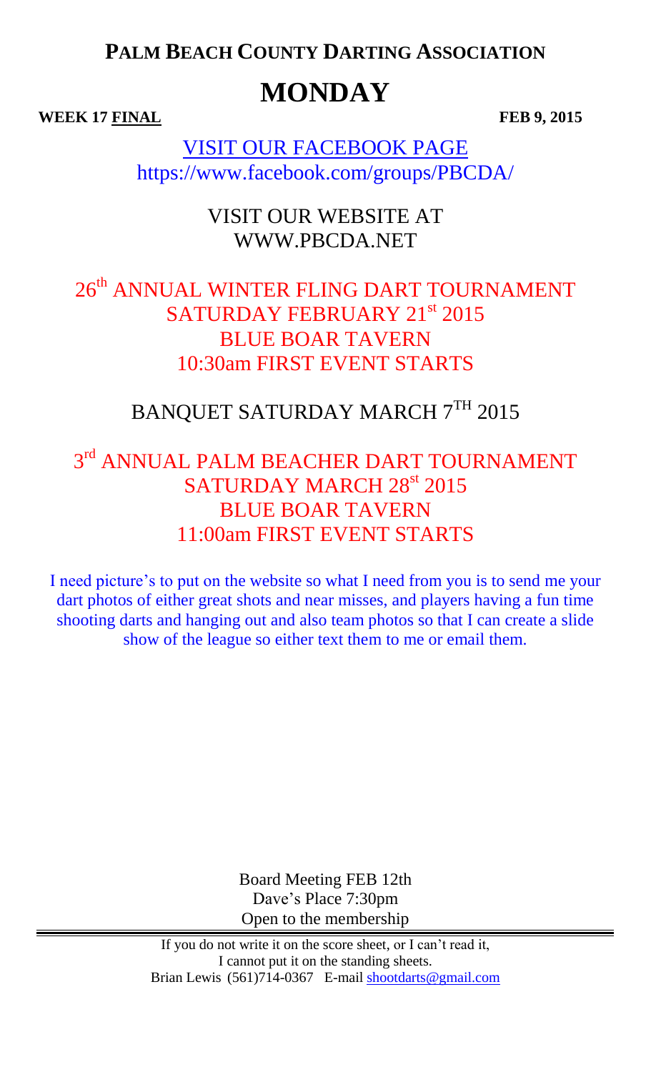# PALM BEACH COUNTY DARTING ASSOCIATION

# MONDAY

**WEEK 17 FINAL** **FEB 9, 2015**

VISIT OUR FACEBOOK PAGE
https://www.facebook.com/groups/PBCDA/

VISIT OUR WEBSITE AT
WWW.PBCDA.NET

26th ANNUAL WINTER FLING DART TOURNAMENT
SATURDAY FEBRUARY 21st 2015
BLUE BOAR TAVERN
10:30am FIRST EVENT STARTS

BANQUET SATURDAY MARCH 7TH 2015

3rd ANNUAL PALM BEACHER DART TOURNAMENT
SATURDAY MARCH 28st 2015
BLUE BOAR TAVERN
11:00am FIRST EVENT STARTS

I need picture's to put on the website so what I need from you is to send me your dart photos of either great shots and near misses, and players having a fun time shooting darts and hanging out and also team photos so that I can create a slide show of the league so either text them to me or email them.

Board Meeting FEB 12th
Dave's Place 7:30pm
Open to the membership

---

If you do not write it on the score sheet, or I can't read it,
I cannot put it on the standing sheets.
Brian Lewis (561)714-0367 E-mail shootdarts@gmail.com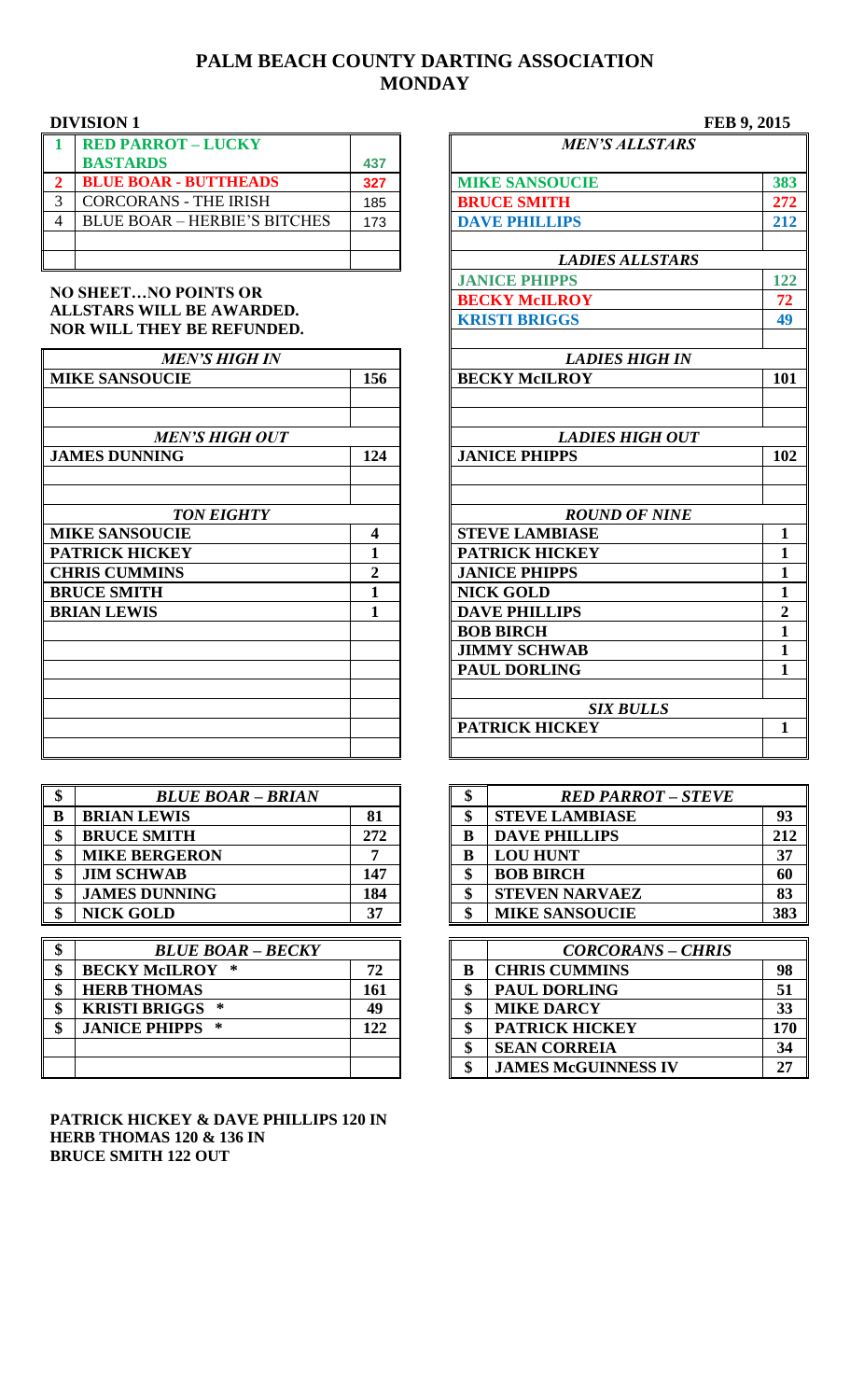# PALM BEACH COUNTY DARTING ASSOCIATION
# MONDAY

**DIVISION 1** **FEB 9, 2015**

| | | |
|---|---|---|
| 1 | **RED PARROT – LUCKY BASTARDS** | 437 |
| 2 | **BLUE BOAR - BUTTHEADS** | 327 |
| 3 | CORCORANS - THE IRISH | 185 |
| 4 | BLUE BOAR – HERBIE'S BITCHES | 173 |

**NO SHEET…NO POINTS OR ALLSTARS WILL BE AWARDED. NOR WILL THEY BE REFUNDED.**

| *MEN'S ALLSTARS* | |
|---|---|
| **MIKE SANSOUCIE** | **383** |
| **BRUCE SMITH** | **272** |
| **DAVE PHILLIPS** | **212** |

| *LADIES ALLSTARS* | |
|---|---|
| **JANICE PHIPPS** | **122** |
| **BECKY McILROY** | **72** |
| **KRISTI BRIGGS** | **49** |

| *MEN'S HIGH IN* | |
|---|---|
| **MIKE SANSOUCIE** | **156** |

| *LADIES HIGH IN* | |
|---|---|
| **BECKY McILROY** | **101** |

| *MEN'S HIGH OUT* | |
|---|---|
| **JAMES DUNNING** | **124** |

| *LADIES HIGH OUT* | |
|---|---|
| **JANICE PHIPPS** | **102** |

| *TON EIGHTY* | |
|---|---|
| **MIKE SANSOUCIE** | **4** |
| **PATRICK HICKEY** | **1** |
| **CHRIS CUMMINS** | **2** |
| **BRUCE SMITH** | **1** |
| **BRIAN LEWIS** | **1** |

| *ROUND OF NINE* | |
|---|---|
| **STEVE LAMBIASE** | **1** |
| **PATRICK HICKEY** | **1** |
| **JANICE PHIPPS** | **1** |
| **NICK GOLD** | **1** |
| **DAVE PHILLIPS** | **2** |
| **BOB BIRCH** | **1** |
| **JIMMY SCHWAB** | **1** |
| **PAUL DORLING** | **1** |

| *SIX BULLS* | |
|---|---|
| **PATRICK HICKEY** | **1** |

| $ | *BLUE BOAR – BRIAN* | |
|---|---|---|
| B | **BRIAN LEWIS** | **81** |
| $ | **BRUCE SMITH** | **272** |
| $ | **MIKE BERGERON** | **7** |
| $ | **JIM SCHWAB** | **147** |
| $ | **JAMES DUNNING** | **184** |
| $ | **NICK GOLD** | **37** |

| $ | *RED PARROT – STEVE* | |
|---|---|---|
| $ | **STEVE LAMBIASE** | **93** |
| B | **DAVE PHILLIPS** | **212** |
| B | **LOU HUNT** | **37** |
| $ | **BOB BIRCH** | **60** |
| $ | **STEVEN NARVAEZ** | **83** |
| $ | **MIKE SANSOUCIE** | **383** |

| $ | *BLUE BOAR – BECKY* | |
|---|---|---|
| $ | **BECKY McILROY** * | **72** |
| $ | **HERB THOMAS** | **161** |
| $ | **KRISTI BRIGGS** * | **49** |
| $ | **JANICE PHIPPS** * | **122** |

| | *CORCORANS – CHRIS* | |
|---|---|---|
| B | **CHRIS CUMMINS** | **98** |
| $ | **PAUL DORLING** | **51** |
| $ | **MIKE DARCY** | **33** |
| $ | **PATRICK HICKEY** | **170** |
| $ | **SEAN CORREIA** | **34** |
| $ | **JAMES McGUINNESS IV** | **27** |

**PATRICK HICKEY & DAVE PHILLIPS 120 IN**
**HERB THOMAS 120 & 136 IN**
**BRUCE SMITH 122 OUT**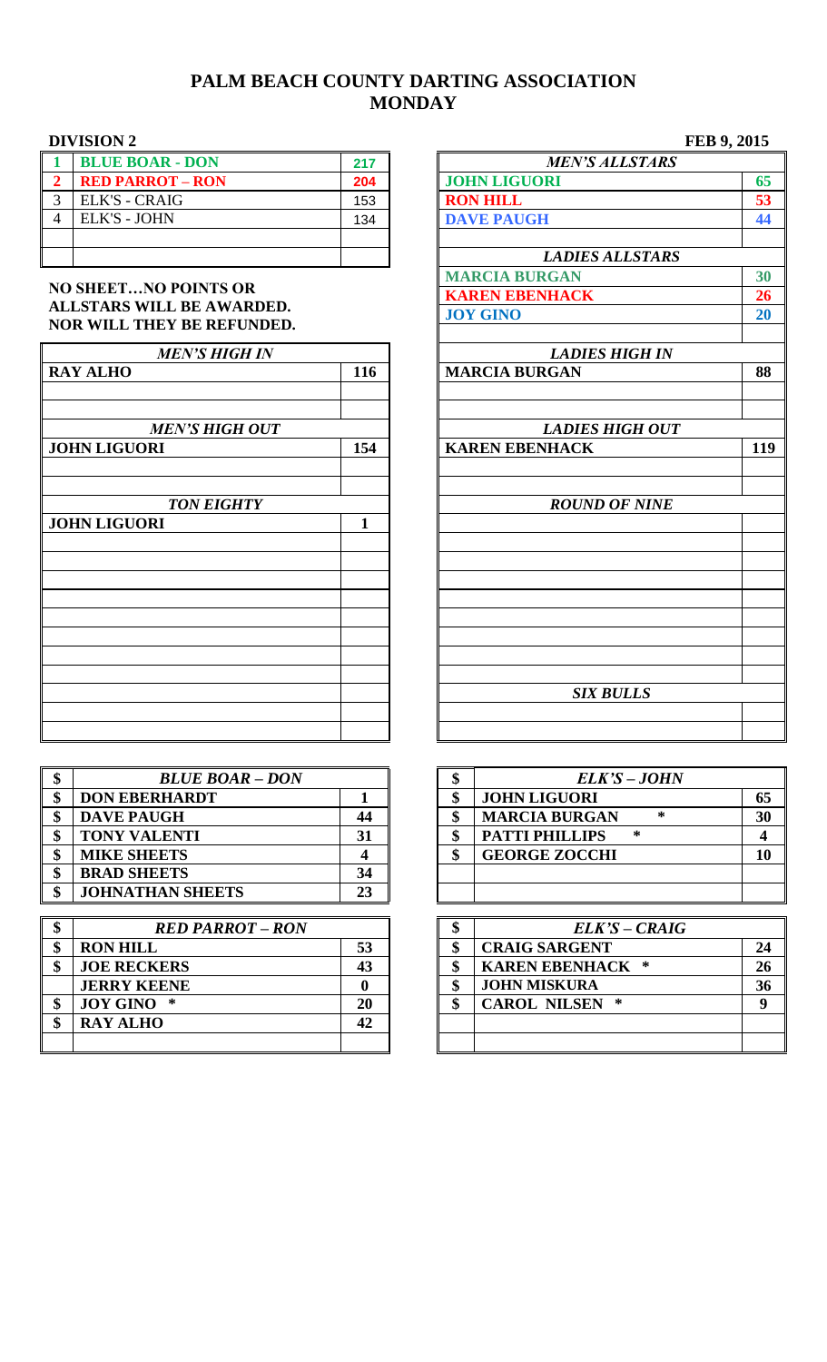# PALM BEACH COUNTY DARTING ASSOCIATION
# MONDAY

**DIVISION 2** **FEB 9, 2015**

| | | |
|---|---|---|
| 1 | BLUE BOAR - DON | 217 |
| 2 | RED PARROT – RON | 204 |
| 3 | ELK'S - CRAIG | 153 |
| 4 | ELK'S - JOHN | 134 |

**NO SHEET…NO POINTS OR ALLSTARS WILL BE AWARDED. NOR WILL THEY BE REFUNDED.**

| *MEN'S ALLSTARS* | |
|---|---|
| JOHN LIGUORI | 65 |
| RON HILL | 53 |
| DAVE PAUGH | 44 |

| *LADIES ALLSTARS* | |
|---|---|
| MARCIA BURGAN | 30 |
| KAREN EBENHACK | 26 |
| JOY GINO | 20 |

| *MEN'S HIGH IN* | |
|---|---|
| RAY ALHO | 116 |

| *MEN'S HIGH OUT* | |
|---|---|
| JOHN LIGUORI | 154 |

| *TON EIGHTY* | |
|---|---|
| JOHN LIGUORI | 1 |

| *LADIES HIGH IN* | |
|---|---|
| MARCIA BURGAN | 88 |

| *LADIES HIGH OUT* | |
|---|---|
| KAREN EBENHACK | 119 |

| *ROUND OF NINE* | |
|---|---|
| | |

| *SIX BULLS* | |
|---|---|
| | |

| $ | *BLUE BOAR – DON* | |
|---|---|---|
| $ | DON EBERHARDT | 1 |
| $ | DAVE PAUGH | 44 |
| $ | TONY VALENTI | 31 |
| $ | MIKE SHEETS | 4 |
| $ | BRAD SHEETS | 34 |
| $ | JOHNATHAN SHEETS | 23 |

| $ | *ELK'S – JOHN* | |
|---|---|---|
| $ | JOHN LIGUORI | 65 |
| $ | MARCIA BURGAN * | 30 |
| $ | PATTI PHILLIPS * | 4 |
| $ | GEORGE ZOCCHI | 10 |

| $ | *RED PARROT – RON* | |
|---|---|---|
| $ | RON HILL | 53 |
| $ | JOE RECKERS | 43 |
| | JERRY KEENE | 0 |
| $ | JOY GINO * | 20 |
| $ | RAY ALHO | 42 |

| $ | *ELK'S – CRAIG* | |
|---|---|---|
| $ | CRAIG SARGENT | 24 |
| $ | KAREN EBENHACK * | 26 |
| $ | JOHN MISKURA | 36 |
| $ | CAROL NILSEN * | 9 |